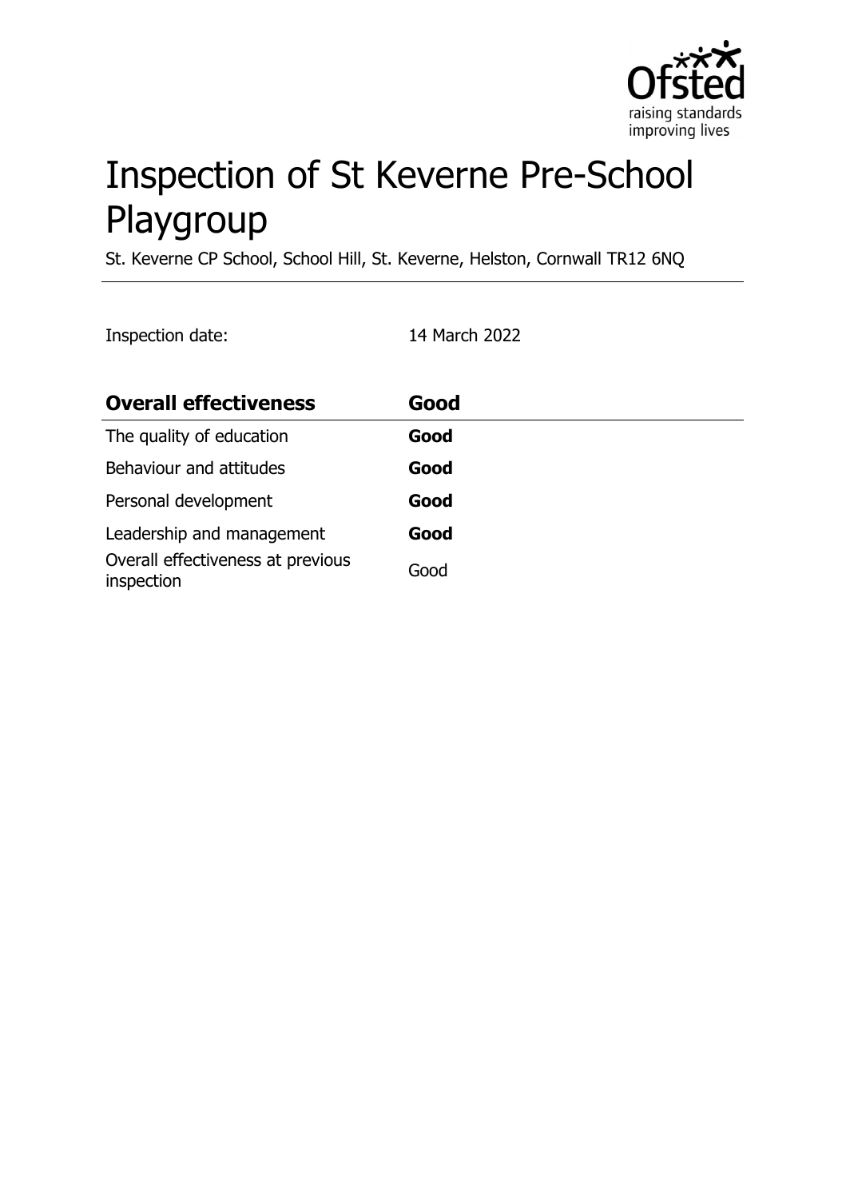# Inspection of St Keverne Pre-School Playgroup

St. Keverne CP School, School Hill, St. Keverne, Helston, Cornwall TR12 6NQ

Inspection date: 14 March 2022

| **Overall effectiveness** | **Good** |
|---|---|
| The quality of education | **Good** |
| Behaviour and attitudes | **Good** |
| Personal development | **Good** |
| Leadership and management | **Good** |
| Overall effectiveness at previous inspection | Good |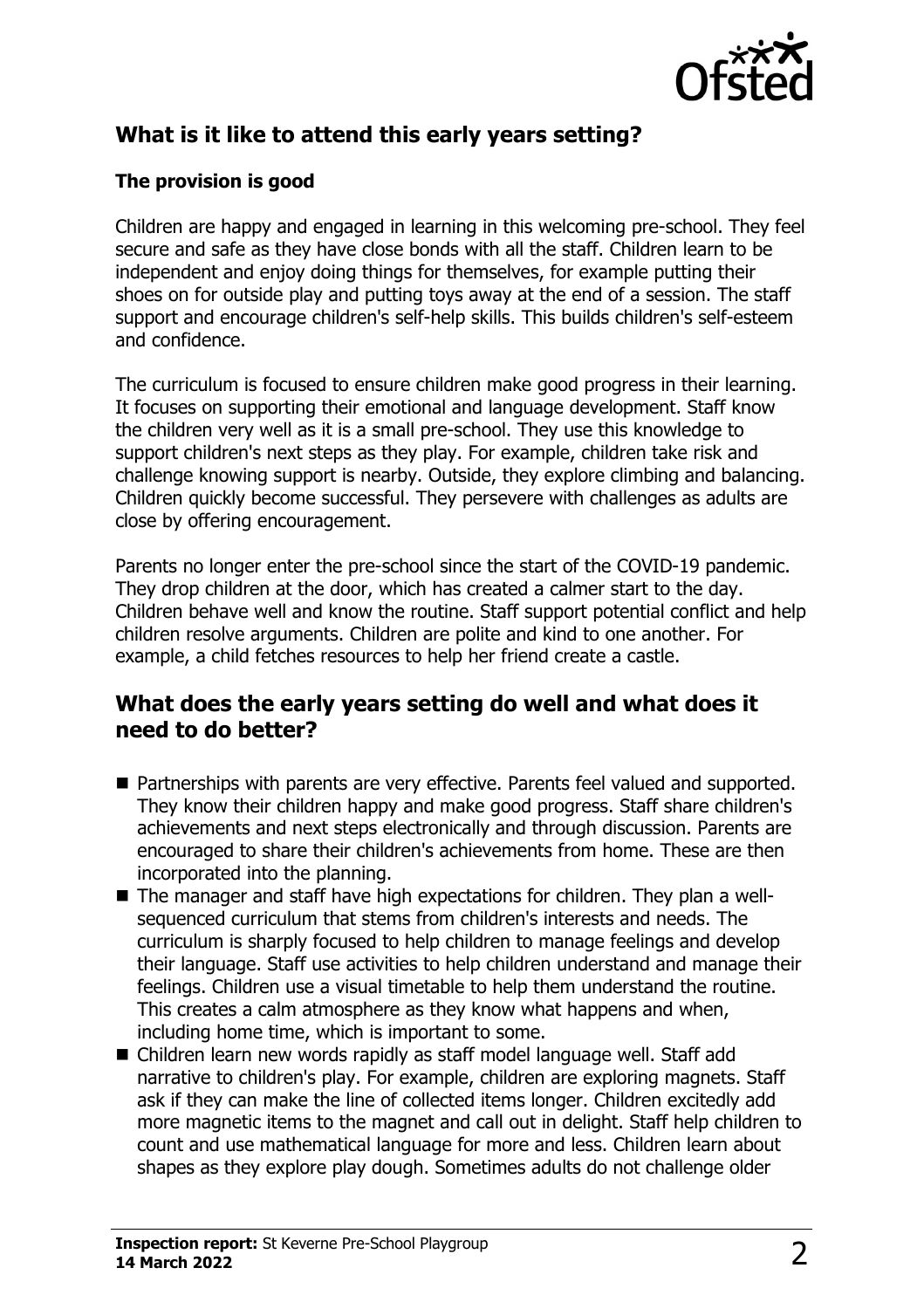## What is it like to attend this early years setting?

### The provision is good

Children are happy and engaged in learning in this welcoming pre-school. They feel secure and safe as they have close bonds with all the staff. Children learn to be independent and enjoy doing things for themselves, for example putting their shoes on for outside play and putting toys away at the end of a session. The staff support and encourage children's self-help skills. This builds children's self-esteem and confidence.

The curriculum is focused to ensure children make good progress in their learning. It focuses on supporting their emotional and language development. Staff know the children very well as it is a small pre-school. They use this knowledge to support children's next steps as they play. For example, children take risk and challenge knowing support is nearby. Outside, they explore climbing and balancing. Children quickly become successful. They persevere with challenges as adults are close by offering encouragement.

Parents no longer enter the pre-school since the start of the COVID-19 pandemic. They drop children at the door, which has created a calmer start to the day. Children behave well and know the routine. Staff support potential conflict and help children resolve arguments. Children are polite and kind to one another. For example, a child fetches resources to help her friend create a castle.

## What does the early years setting do well and what does it need to do better?

- Partnerships with parents are very effective. Parents feel valued and supported. They know their children happy and make good progress. Staff share children's achievements and next steps electronically and through discussion. Parents are encouraged to share their children's achievements from home. These are then incorporated into the planning.
- The manager and staff have high expectations for children. They plan a well-sequenced curriculum that stems from children's interests and needs. The curriculum is sharply focused to help children to manage feelings and develop their language. Staff use activities to help children understand and manage their feelings. Children use a visual timetable to help them understand the routine. This creates a calm atmosphere as they know what happens and when, including home time, which is important to some.
- Children learn new words rapidly as staff model language well. Staff add narrative to children's play. For example, children are exploring magnets. Staff ask if they can make the line of collected items longer. Children excitedly add more magnetic items to the magnet and call out in delight. Staff help children to count and use mathematical language for more and less. Children learn about shapes as they explore play dough. Sometimes adults do not challenge older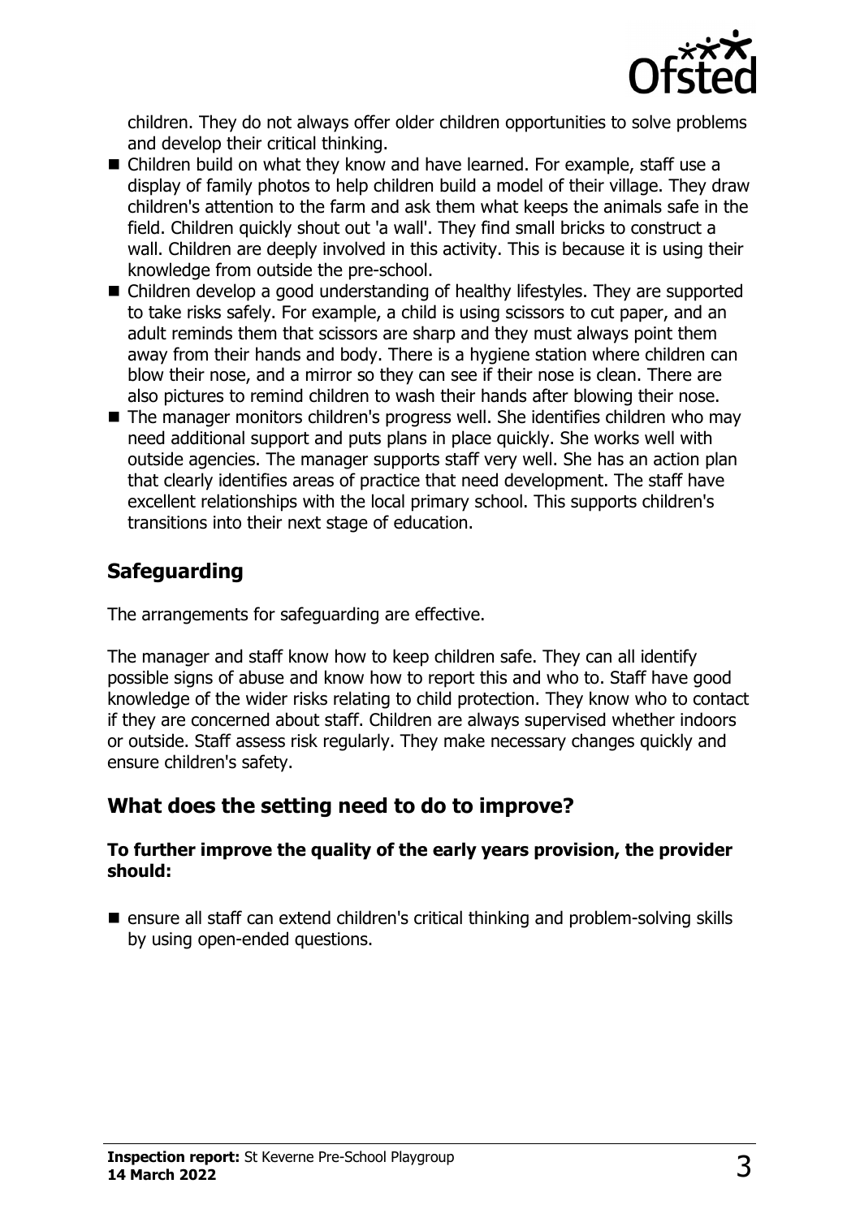children. They do not always offer older children opportunities to solve problems and develop their critical thinking.

- Children build on what they know and have learned. For example, staff use a display of family photos to help children build a model of their village. They draw children's attention to the farm and ask them what keeps the animals safe in the field. Children quickly shout out 'a wall'. They find small bricks to construct a wall. Children are deeply involved in this activity. This is because it is using their knowledge from outside the pre-school.
- Children develop a good understanding of healthy lifestyles. They are supported to take risks safely. For example, a child is using scissors to cut paper, and an adult reminds them that scissors are sharp and they must always point them away from their hands and body. There is a hygiene station where children can blow their nose, and a mirror so they can see if their nose is clean. There are also pictures to remind children to wash their hands after blowing their nose.
- The manager monitors children's progress well. She identifies children who may need additional support and puts plans in place quickly. She works well with outside agencies. The manager supports staff very well. She has an action plan that clearly identifies areas of practice that need development. The staff have excellent relationships with the local primary school. This supports children's transitions into their next stage of education.

## Safeguarding

The arrangements for safeguarding are effective.

The manager and staff know how to keep children safe. They can all identify possible signs of abuse and know how to report this and who to. Staff have good knowledge of the wider risks relating to child protection. They know who to contact if they are concerned about staff. Children are always supervised whether indoors or outside. Staff assess risk regularly. They make necessary changes quickly and ensure children's safety.

## What does the setting need to do to improve?

**To further improve the quality of the early years provision, the provider should:**

- ensure all staff can extend children's critical thinking and problem-solving skills by using open-ended questions.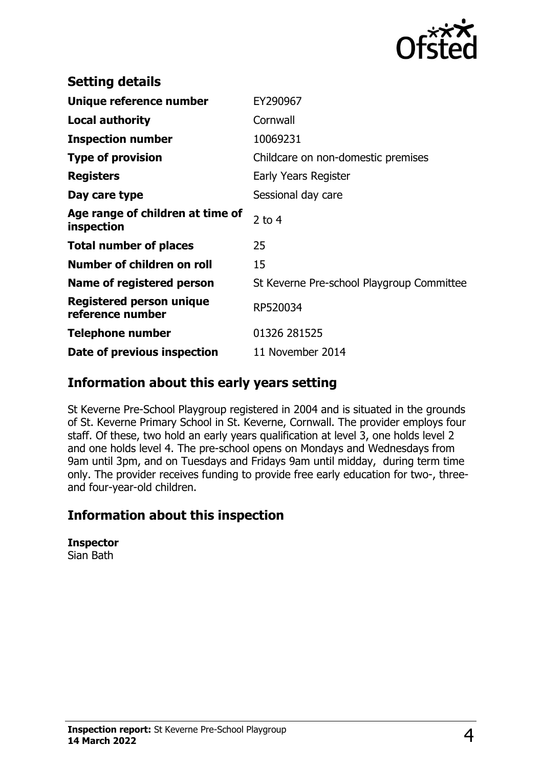## Setting details

| | |
|---|---|
| **Unique reference number** | EY290967 |
| **Local authority** | Cornwall |
| **Inspection number** | 10069231 |
| **Type of provision** | Childcare on non-domestic premises |
| **Registers** | Early Years Register |
| **Day care type** | Sessional day care |
| **Age range of children at time of inspection** | 2 to 4 |
| **Total number of places** | 25 |
| **Number of children on roll** | 15 |
| **Name of registered person** | St Keverne Pre-school Playgroup Committee |
| **Registered person unique reference number** | RP520034 |
| **Telephone number** | 01326 281525 |
| **Date of previous inspection** | 11 November 2014 |

## Information about this early years setting

St Keverne Pre-School Playgroup registered in 2004 and is situated in the grounds of St. Keverne Primary School in St. Keverne, Cornwall. The provider employs four staff. Of these, two hold an early years qualification at level 3, one holds level 2 and one holds level 4. The pre-school opens on Mondays and Wednesdays from 9am until 3pm, and on Tuesdays and Fridays 9am until midday, during term time only. The provider receives funding to provide free early education for two-, three- and four-year-old children.

## Information about this inspection

**Inspector**
Sian Bath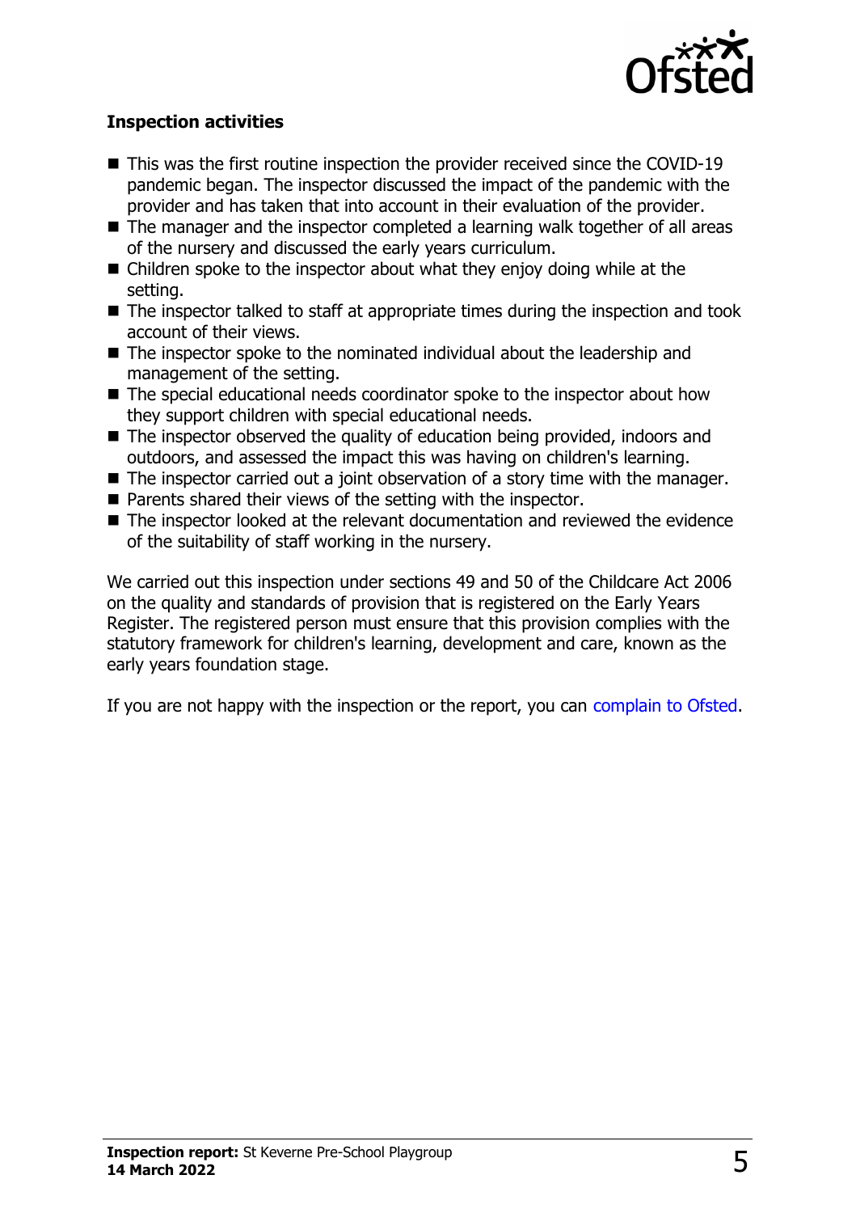**Inspection activities**

- This was the first routine inspection the provider received since the COVID-19 pandemic began. The inspector discussed the impact of the pandemic with the provider and has taken that into account in their evaluation of the provider.
- The manager and the inspector completed a learning walk together of all areas of the nursery and discussed the early years curriculum.
- Children spoke to the inspector about what they enjoy doing while at the setting.
- The inspector talked to staff at appropriate times during the inspection and took account of their views.
- The inspector spoke to the nominated individual about the leadership and management of the setting.
- The special educational needs coordinator spoke to the inspector about how they support children with special educational needs.
- The inspector observed the quality of education being provided, indoors and outdoors, and assessed the impact this was having on children's learning.
- The inspector carried out a joint observation of a story time with the manager.
- Parents shared their views of the setting with the inspector.
- The inspector looked at the relevant documentation and reviewed the evidence of the suitability of staff working in the nursery.

We carried out this inspection under sections 49 and 50 of the Childcare Act 2006 on the quality and standards of provision that is registered on the Early Years Register. The registered person must ensure that this provision complies with the statutory framework for children's learning, development and care, known as the early years foundation stage.

If you are not happy with the inspection or the report, you can complain to Ofsted.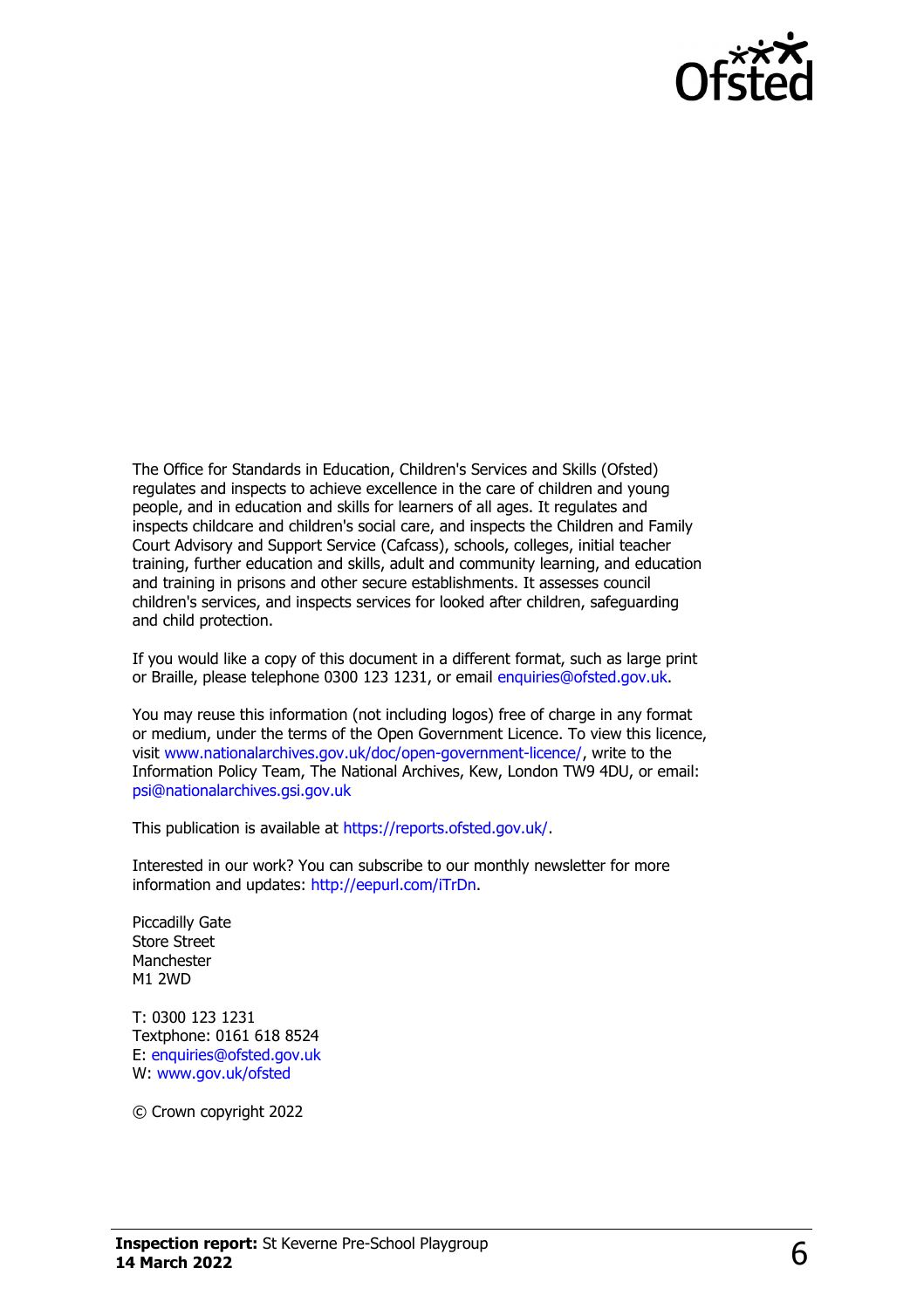The Office for Standards in Education, Children's Services and Skills (Ofsted) regulates and inspects to achieve excellence in the care of children and young people, and in education and skills for learners of all ages. It regulates and inspects childcare and children's social care, and inspects the Children and Family Court Advisory and Support Service (Cafcass), schools, colleges, initial teacher training, further education and skills, adult and community learning, and education and training in prisons and other secure establishments. It assesses council children's services, and inspects services for looked after children, safeguarding and child protection.

If you would like a copy of this document in a different format, such as large print or Braille, please telephone 0300 123 1231, or email enquiries@ofsted.gov.uk.

You may reuse this information (not including logos) free of charge in any format or medium, under the terms of the Open Government Licence. To view this licence, visit www.nationalarchives.gov.uk/doc/open-government-licence/, write to the Information Policy Team, The National Archives, Kew, London TW9 4DU, or email: psi@nationalarchives.gsi.gov.uk

This publication is available at https://reports.ofsted.gov.uk/.

Interested in our work? You can subscribe to our monthly newsletter for more information and updates: http://eepurl.com/iTrDn.

Piccadilly Gate
Store Street
Manchester
M1 2WD

T: 0300 123 1231
Textphone: 0161 618 8524
E: enquiries@ofsted.gov.uk
W: www.gov.uk/ofsted

© Crown copyright 2022